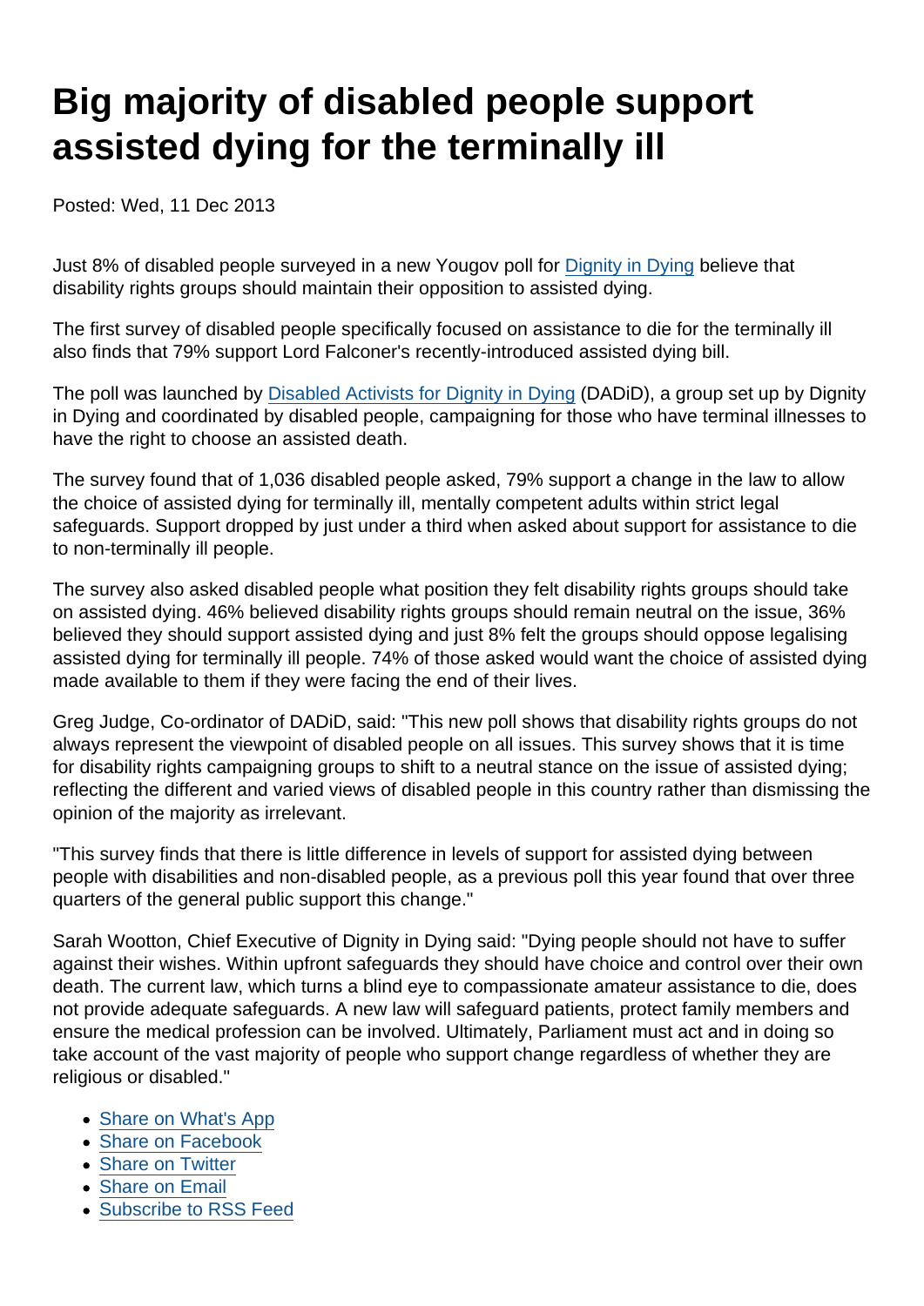# Big majority of disabled people support assisted dying for the terminally ill

Posted: Wed, 11 Dec 2013

Just 8% of disabled people surveyed in a new Yougov poll for Dignity in Dying believe that disability rights groups should maintain their opposition to assisted dying.

The first survey of disabled people specifically focused on assistance to die for the terminally ill also finds that 79% support Lord Falconer's recently-introduced assisted dying bill.

The poll was launched by Disabled Activists for Dignity in Dying (DADiD), a group set up by Dignity in Dying and coordinated by disabled people, campaigning for those who have terminal illnesses to have the right to choose an assisted death.

The survey found that of 1,036 disabled people asked, 79% support a change in the law to allow the choice of assisted dying for terminally ill, mentally competent adults within strict legal safeguards. Support dropped by just under a third when asked about support for assistance to die to non-terminally ill people.

The survey also asked disabled people what position they felt disability rights groups should take on assisted dying. 46% believed disability rights groups should remain neutral on the issue, 36% believed they should support assisted dying and just 8% felt the groups should oppose legalising assisted dying for terminally ill people. 74% of those asked would want the choice of assisted dying made available to them if they were facing the end of their lives.

Greg Judge, Co-ordinator of DADiD, said: "This new poll shows that disability rights groups do not always represent the viewpoint of disabled people on all issues. This survey shows that it is time for disability rights campaigning groups to shift to a neutral stance on the issue of assisted dying; reflecting the different and varied views of disabled people in this country rather than dismissing the opinion of the majority as irrelevant.

"This survey finds that there is little difference in levels of support for assisted dying between people with disabilities and non-disabled people, as a previous poll this year found that over three quarters of the general public support this change."

Sarah Wootton, Chief Executive of Dignity in Dying said: "Dying people should not have to suffer against their wishes. Within upfront safeguards they should have choice and control over their own death. The current law, which turns a blind eye to compassionate amateur assistance to die, does not provide adequate safeguards. A new law will safeguard patients, protect family members and ensure the medical profession can be involved. Ultimately, Parliament must act and in doing so take account of the vast majority of people who support change regardless of whether they are religious or disabled."

- Share on What's App
- Share on Facebook
- Share on Twitter
- Share on Email
- Subscribe to RSS Feed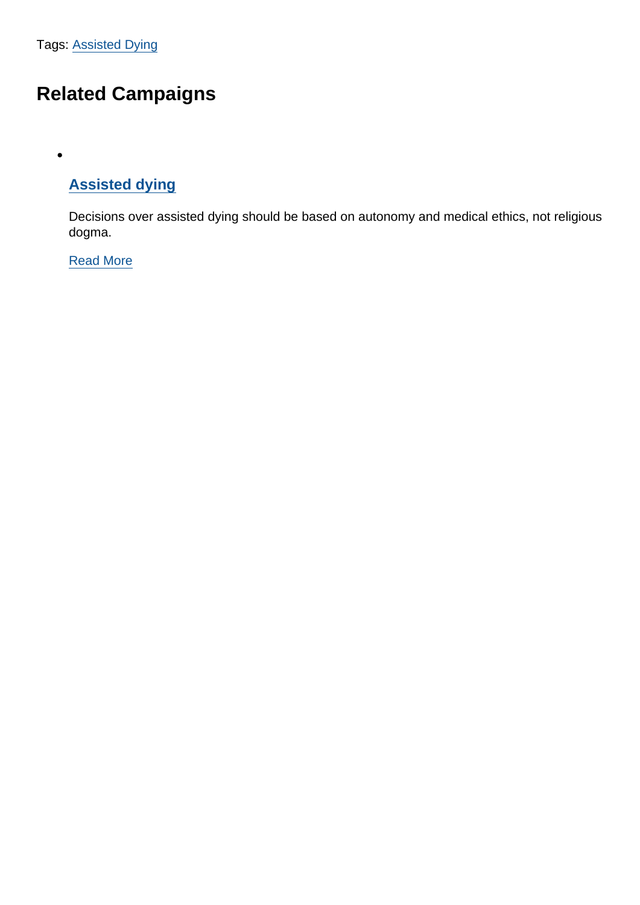Tags: Assisted Dying

## Related Campaigns

- ### Assisted dying

  Decisions over assisted dying should be based on autonomy and medical ethics, not religious dogma.

  Read More